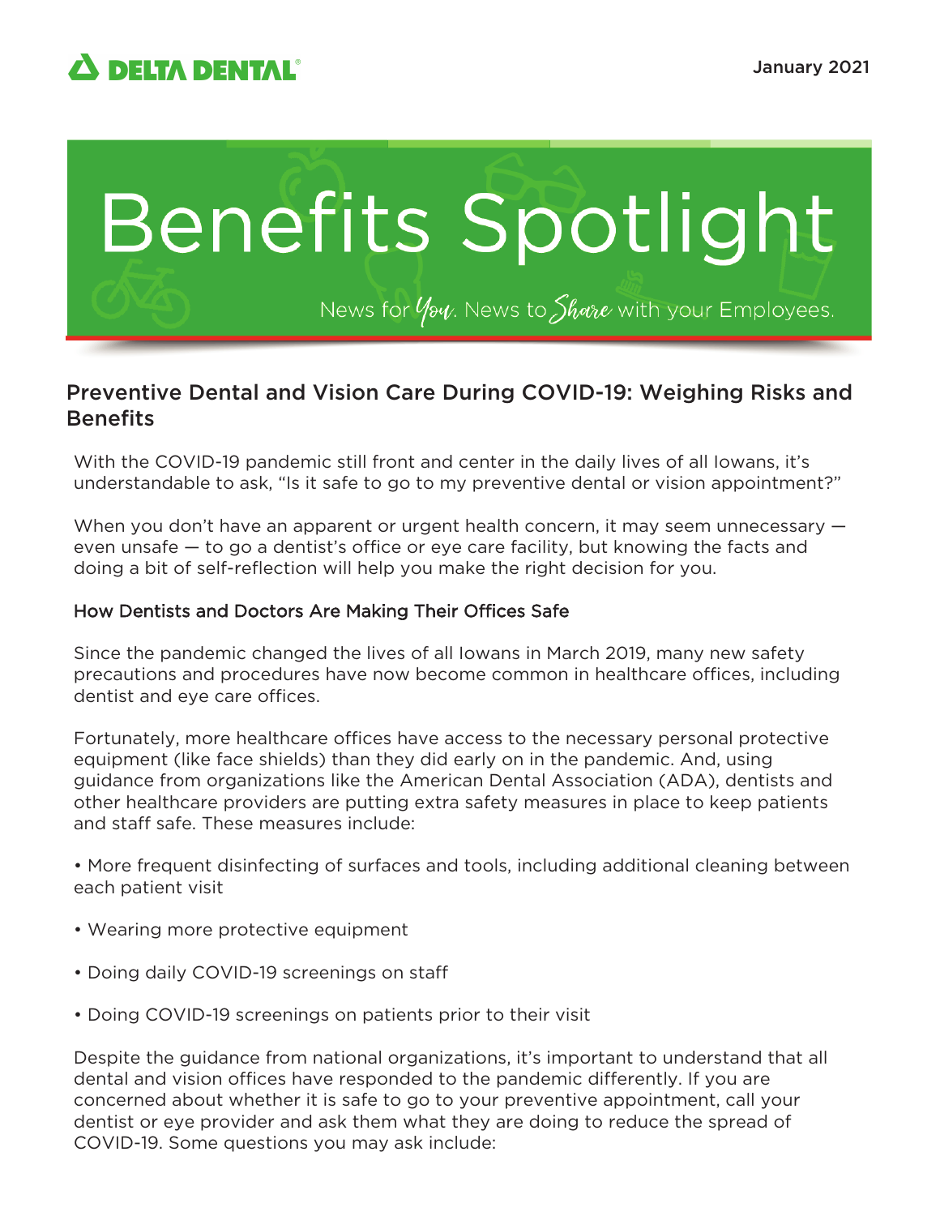DELTA DENTAL

January 2021

# Benefits Spotlight

News for You. News to Share with your Employees.

## Preventive Dental and Vision Care During COVID-19: Weighing Risks and Benefits

With the COVID-19 pandemic still front and center in the daily lives of all Iowans, it's understandable to ask, "Is it safe to go to my preventive dental or vision appointment?"

When you don't have an apparent or urgent health concern, it may seem unnecessary — even unsafe — to go a dentist's office or eye care facility, but knowing the facts and doing a bit of self-reflection will help you make the right decision for you.

### How Dentists and Doctors Are Making Their Offices Safe

Since the pandemic changed the lives of all Iowans in March 2019, many new safety precautions and procedures have now become common in healthcare offices, including dentist and eye care offices.

Fortunately, more healthcare offices have access to the necessary personal protective equipment (like face shields) than they did early on in the pandemic. And, using guidance from organizations like the American Dental Association (ADA), dentists and other healthcare providers are putting extra safety measures in place to keep patients and staff safe. These measures include:

- More frequent disinfecting of surfaces and tools, including additional cleaning between each patient visit
- Wearing more protective equipment
- Doing daily COVID-19 screenings on staff
- Doing COVID-19 screenings on patients prior to their visit

Despite the guidance from national organizations, it's important to understand that all dental and vision offices have responded to the pandemic differently. If you are concerned about whether it is safe to go to your preventive appointment, call your dentist or eye provider and ask them what they are doing to reduce the spread of COVID-19. Some questions you may ask include: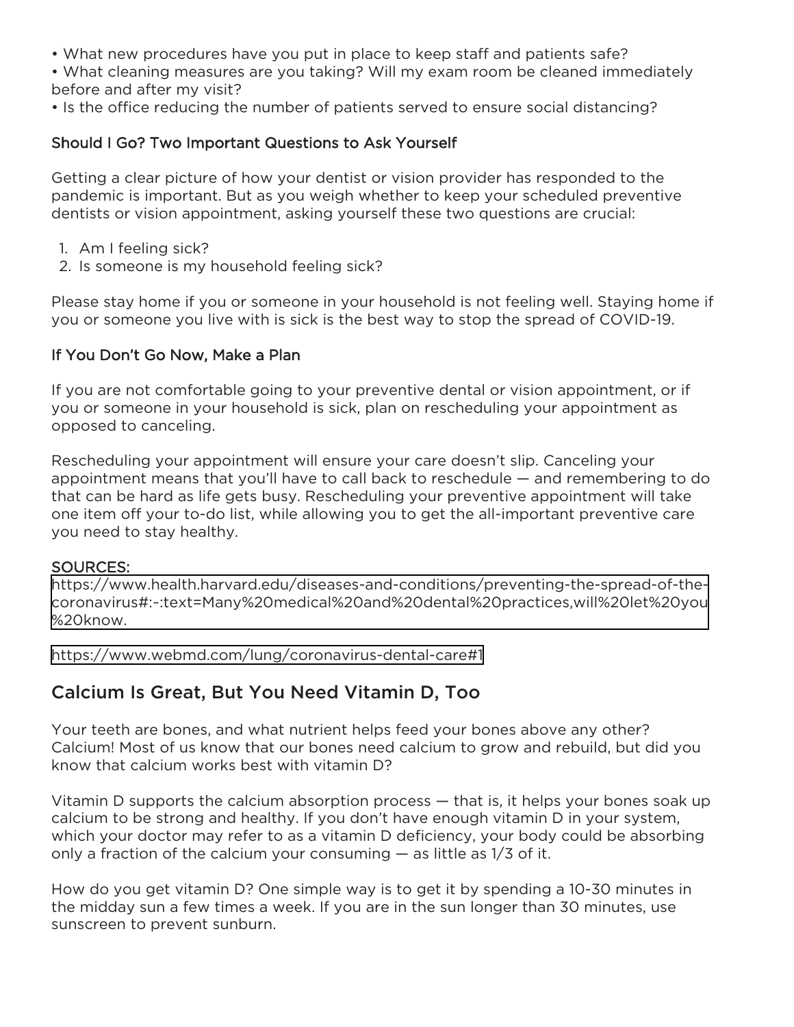- What new procedures have you put in place to keep staff and patients safe?
- What cleaning measures are you taking? Will my exam room be cleaned immediately before and after my visit?
- Is the office reducing the number of patients served to ensure social distancing?

### Should I Go? Two Important Questions to Ask Yourself

Getting a clear picture of how your dentist or vision provider has responded to the pandemic is important. But as you weigh whether to keep your scheduled preventive dentists or vision appointment, asking yourself these two questions are crucial:

1. Am I feeling sick?
2. Is someone is my household feeling sick?

Please stay home if you or someone in your household is not feeling well. Staying home if you or someone you live with is sick is the best way to stop the spread of COVID-19.

### If You Don't Go Now, Make a Plan

If you are not comfortable going to your preventive dental or vision appointment, or if you or someone in your household is sick, plan on rescheduling your appointment as opposed to canceling.

Rescheduling your appointment will ensure your care doesn't slip. Canceling your appointment means that you'll have to call back to reschedule — and remembering to do that can be hard as life gets busy. Rescheduling your preventive appointment will take one item off your to-do list, while allowing you to get the all-important preventive care you need to stay healthy.

SOURCES:

https://www.health.harvard.edu/diseases-and-conditions/preventing-the-spread-of-the-coronavirus#:~:text=Many%20medical%20and%20dental%20practices,will%20let%20you%20know.

https://www.webmd.com/lung/coronavirus-dental-care#1

## Calcium Is Great, But You Need Vitamin D, Too

Your teeth are bones, and what nutrient helps feed your bones above any other? Calcium! Most of us know that our bones need calcium to grow and rebuild, but did you know that calcium works best with vitamin D?

Vitamin D supports the calcium absorption process — that is, it helps your bones soak up calcium to be strong and healthy. If you don't have enough vitamin D in your system, which your doctor may refer to as a vitamin D deficiency, your body could be absorbing only a fraction of the calcium your consuming — as little as 1/3 of it.

How do you get vitamin D? One simple way is to get it by spending a 10-30 minutes in the midday sun a few times a week. If you are in the sun longer than 30 minutes, use sunscreen to prevent sunburn.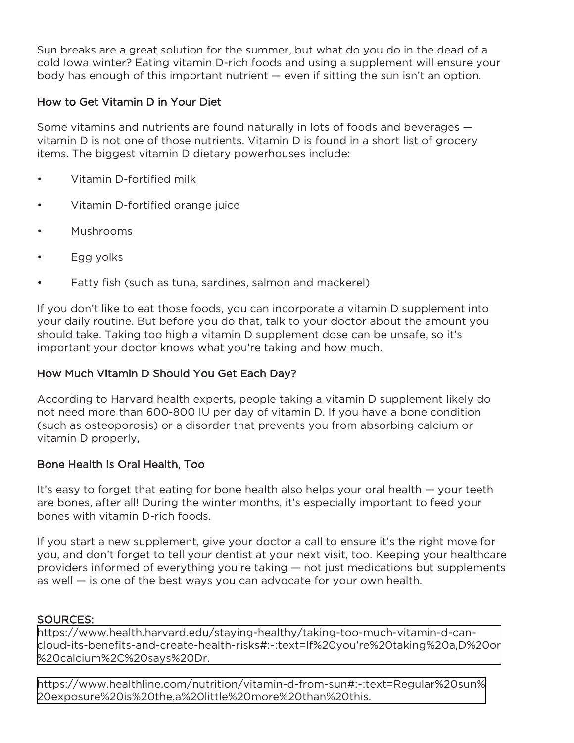Sun breaks are a great solution for the summer, but what do you do in the dead of a cold Iowa winter? Eating vitamin D-rich foods and using a supplement will ensure your body has enough of this important nutrient — even if sitting the sun isn't an option.

## How to Get Vitamin D in Your Diet

Some vitamins and nutrients are found naturally in lots of foods and beverages — vitamin D is not one of those nutrients. Vitamin D is found in a short list of grocery items. The biggest vitamin D dietary powerhouses include:

- Vitamin D-fortified milk
- Vitamin D-fortified orange juice
- Mushrooms
- Egg yolks
- Fatty fish (such as tuna, sardines, salmon and mackerel)

If you don't like to eat those foods, you can incorporate a vitamin D supplement into your daily routine. But before you do that, talk to your doctor about the amount you should take. Taking too high a vitamin D supplement dose can be unsafe, so it's important your doctor knows what you're taking and how much.

## How Much Vitamin D Should You Get Each Day?

According to Harvard health experts, people taking a vitamin D supplement likely do not need more than 600-800 IU per day of vitamin D. If you have a bone condition (such as osteoporosis) or a disorder that prevents you from absorbing calcium or vitamin D properly,

## Bone Health Is Oral Health, Too

It's easy to forget that eating for bone health also helps your oral health — your teeth are bones, after all! During the winter months, it's especially important to feed your bones with vitamin D-rich foods.

If you start a new supplement, give your doctor a call to ensure it's the right move for you, and don't forget to tell your dentist at your next visit, too. Keeping your healthcare providers informed of everything you're taking — not just medications but supplements as well — is one of the best ways you can advocate for your own health.

## SOURCES:

https://www.health.harvard.edu/staying-healthy/taking-too-much-vitamin-d-can-cloud-its-benefits-and-create-health-risks#:~:text=If%20you're%20taking%20a,D%20or%20calcium%2C%20says%20Dr.

https://www.healthline.com/nutrition/vitamin-d-from-sun#:~:text=Regular%20sun%20exposure%20is%20the,a%20little%20more%20than%20this.